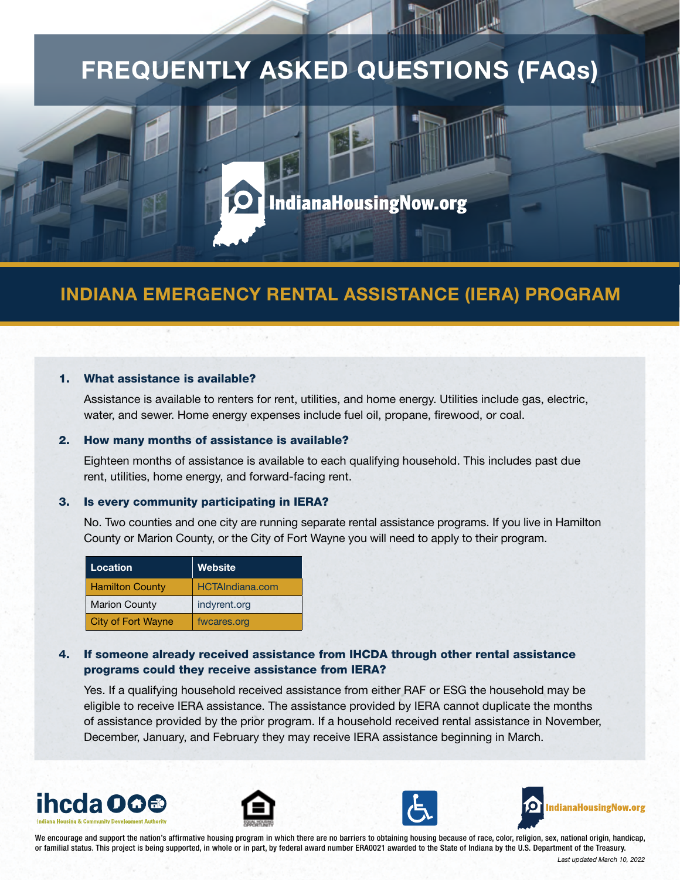# FREQUENTLY ASKED QUESTIONS (FAQs)

IndianaHousingNow.org

## INDIANA EMERGENCY RENTAL ASSISTANCE (IERA) PROGRAM

1. **What assistance is available?**

   Assistance is available to renters for rent, utilities, and home energy. Utilities include gas, electric, water, and sewer. Home energy expenses include fuel oil, propane, firewood, or coal.

2. **How many months of assistance is available?**

   Eighteen months of assistance is available to each qualifying household. This includes past due rent, utilities, home energy, and forward-facing rent.

3. **Is every community participating in IERA?**

   No. Two counties and one city are running separate rental assistance programs. If you live in Hamilton County or Marion County, or the City of Fort Wayne you will need to apply to their program.

| Location | Website |
|---|---|
| Hamilton County | HCTAIndiana.com |
| Marion County | indyrent.org |
| City of Fort Wayne | fwcares.org |

4. **If someone already received assistance from IHCDA through other rental assistance programs could they receive assistance from IERA?**

   Yes. If a qualifying household received assistance from either RAF or ESG the household may be eligible to receive IERA assistance. The assistance provided by IERA cannot duplicate the months of assistance provided by the prior program. If a household received rental assistance in November, December, January, and February they may receive IERA assistance beginning in March.

ihcda — Indiana Housing & Community Development Authority

IndianaHousingNow.org

We encourage and support the nation's affirmative housing program in which there are no barriers to obtaining housing because of race, color, religion, sex, national origin, handicap, or familial status. This project is being supported, in whole or in part, by federal award number ERA0021 awarded to the State of Indiana by the U.S. Department of the Treasury.

*Last updated March 10, 2022*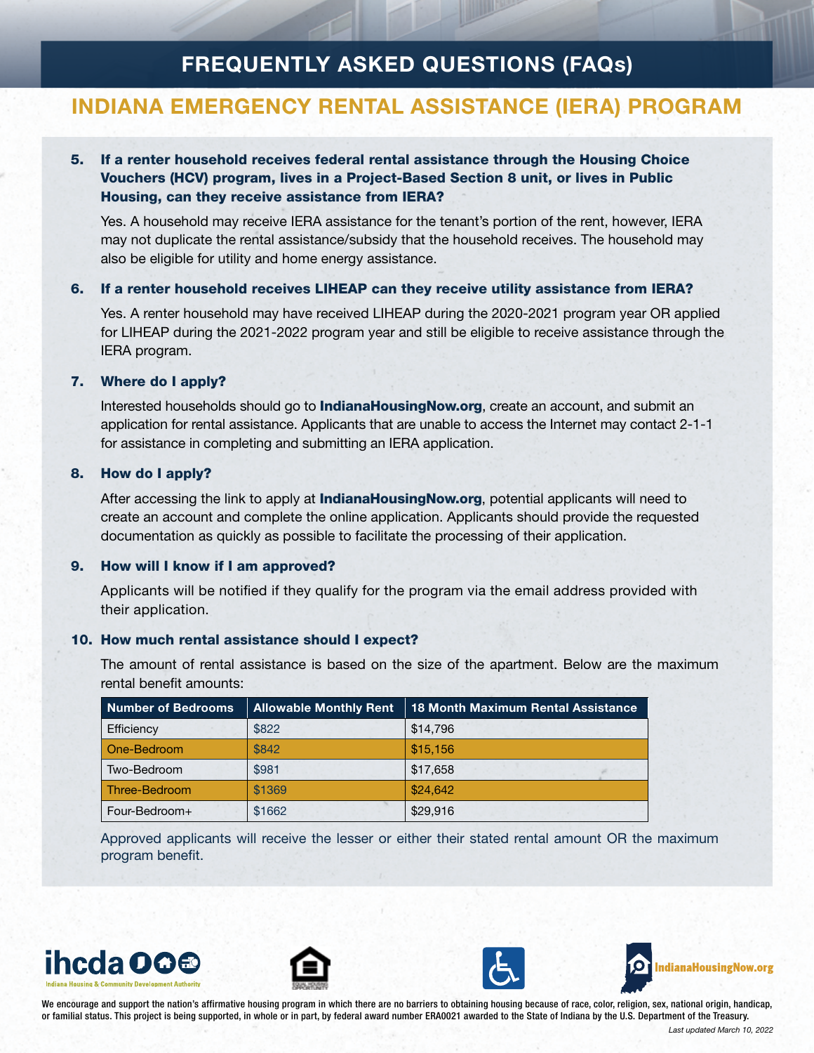# FREQUENTLY ASKED QUESTIONS (FAQs)

## INDIANA EMERGENCY RENTAL ASSISTANCE (IERA) PROGRAM

**5. If a renter household receives federal rental assistance through the Housing Choice Vouchers (HCV) program, lives in a Project-Based Section 8 unit, or lives in Public Housing, can they receive assistance from IERA?**

Yes. A household may receive IERA assistance for the tenant's portion of the rent, however, IERA may not duplicate the rental assistance/subsidy that the household receives. The household may also be eligible for utility and home energy assistance.

**6. If a renter household receives LIHEAP can they receive utility assistance from IERA?**

Yes. A renter household may have received LIHEAP during the 2020-2021 program year OR applied for LIHEAP during the 2021-2022 program year and still be eligible to receive assistance through the IERA program.

**7. Where do I apply?**

Interested households should go to **IndianaHousingNow.org**, create an account, and submit an application for rental assistance. Applicants that are unable to access the Internet may contact 2-1-1 for assistance in completing and submitting an IERA application.

**8. How do I apply?**

After accessing the link to apply at **IndianaHousingNow.org**, potential applicants will need to create an account and complete the online application. Applicants should provide the requested documentation as quickly as possible to facilitate the processing of their application.

**9. How will I know if I am approved?**

Applicants will be notified if they qualify for the program via the email address provided with their application.

**10. How much rental assistance should I expect?**

The amount of rental assistance is based on the size of the apartment. Below are the maximum rental benefit amounts:

| Number of Bedrooms | Allowable Monthly Rent | 18 Month Maximum Rental Assistance |
|---|---|---|
| Efficiency | $822 | $14,796 |
| One-Bedroom | $842 | $15,156 |
| Two-Bedroom | $981 | $17,658 |
| Three-Bedroom | $1369 | $24,642 |
| Four-Bedroom+ | $1662 | $29,916 |

Approved applicants will receive the lesser or either their stated rental amount OR the maximum program benefit.

ihcda — Indiana Housing & Community Development Authority

IndianaHousingNow.org

We encourage and support the nation's affirmative housing program in which there are no barriers to obtaining housing because of race, color, religion, sex, national origin, handicap, or familial status. This project is being supported, in whole or in part, by federal award number ERA0021 awarded to the State of Indiana by the U.S. Department of the Treasury.

*Last updated March 10, 2022*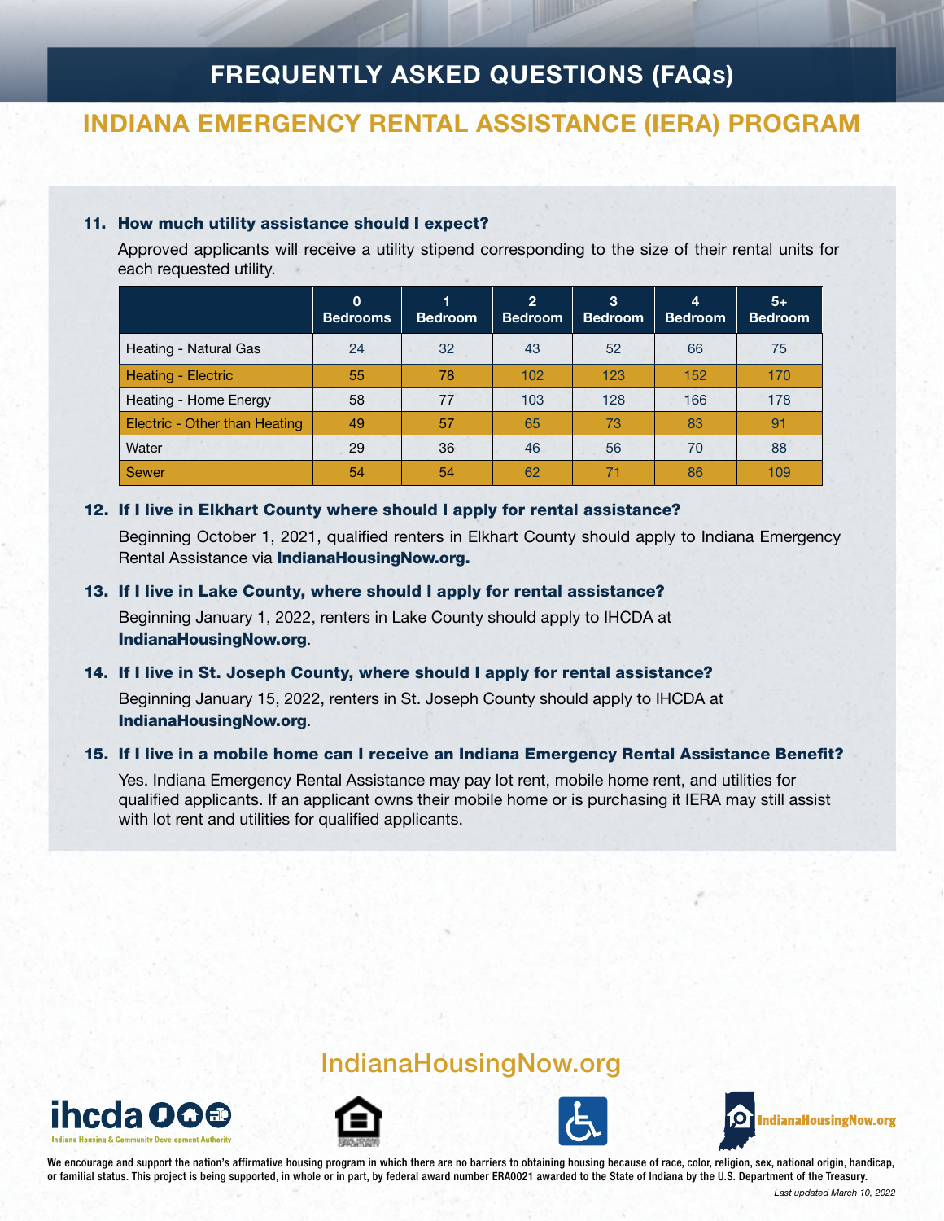# FREQUENTLY ASKED QUESTIONS (FAQs)

## INDIANA EMERGENCY RENTAL ASSISTANCE (IERA) PROGRAM

### 11. How much utility assistance should I expect?

Approved applicants will receive a utility stipend corresponding to the size of their rental units for each requested utility.

| | 0 Bedrooms | 1 Bedroom | 2 Bedroom | 3 Bedroom | 4 Bedroom | 5+ Bedroom |
|---|---|---|---|---|---|---|
| Heating - Natural Gas | 24 | 32 | 43 | 52 | 66 | 75 |
| Heating - Electric | 55 | 78 | 102 | 123 | 152 | 170 |
| Heating - Home Energy | 58 | 77 | 103 | 128 | 166 | 178 |
| Electric - Other than Heating | 49 | 57 | 65 | 73 | 83 | 91 |
| Water | 29 | 36 | 46 | 56 | 70 | 88 |
| Sewer | 54 | 54 | 62 | 71 | 86 | 109 |

### 12. If I live in Elkhart County where should I apply for rental assistance?

Beginning October 1, 2021, qualified renters in Elkhart County should apply to Indiana Emergency Rental Assistance via **IndianaHousingNow.org.**

### 13. If I live in Lake County, where should I apply for rental assistance?

Beginning January 1, 2022, renters in Lake County should apply to IHCDA at **IndianaHousingNow.org**.

### 14. If I live in St. Joseph County, where should I apply for rental assistance?

Beginning January 15, 2022, renters in St. Joseph County should apply to IHCDA at **IndianaHousingNow.org**.

### 15. If I live in a mobile home can I receive an Indiana Emergency Rental Assistance Benefit?

Yes. Indiana Emergency Rental Assistance may pay lot rent, mobile home rent, and utilities for qualified applicants. If an applicant owns their mobile home or is purchasing it IERA may still assist with lot rent and utilities for qualified applicants.

IndianaHousingNow.org

ihcda — Indiana Housing & Community Development Authority

IndianaHousingNow.org

We encourage and support the nation's affirmative housing program in which there are no barriers to obtaining housing because of race, color, religion, sex, national origin, handicap, or familial status. This project is being supported, in whole or in part, by federal award number ERA0021 awarded to the State of Indiana by the U.S. Department of the Treasury.

*Last updated March 10, 2022*